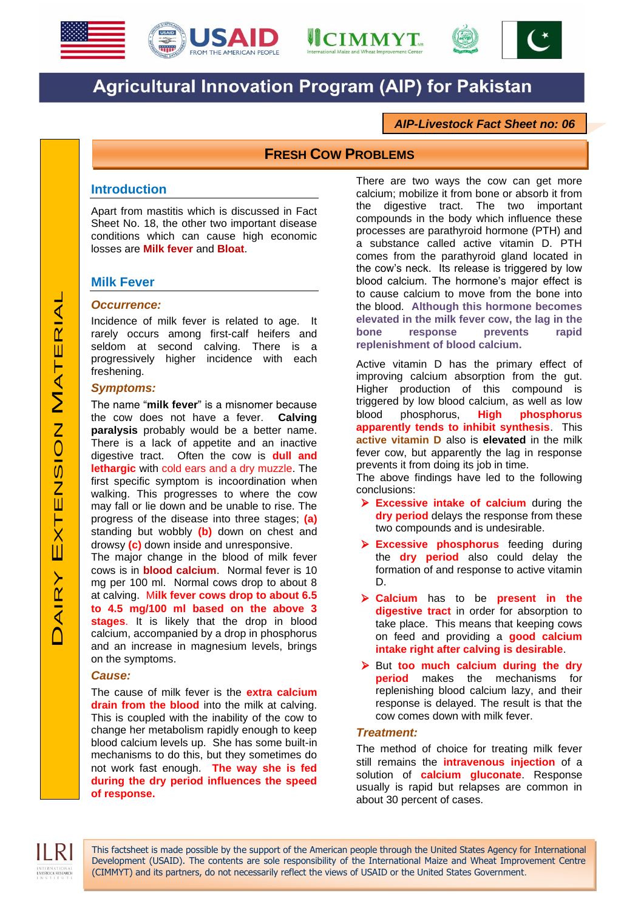# Agricultural Innovation Program (AIP) for Pakistan

***AIP-Livestock Fact Sheet no: 06***

DAIRY EXTENSION MATERIAL

## FRESH COW PROBLEMS

### Introduction

Apart from mastitis which is discussed in Fact Sheet No. 18, the other two important disease conditions which can cause high economic losses are **Milk fever** and **Bloat**.

### Milk Fever

#### *Occurrence:*

Incidence of milk fever is related to age. It rarely occurs among first-calf heifers and seldom at second calving. There is a progressively higher incidence with each freshening.

#### *Symptoms:*

The name "**milk fever**" is a misnomer because the cow does not have a fever. **Calving paralysis** probably would be a better name. There is a lack of appetite and an inactive digestive tract. Often the cow is **dull and lethargic** with cold ears and a dry muzzle. The first specific symptom is incoordination when walking. This progresses to where the cow may fall or lie down and be unable to rise. The progress of the disease into three stages; **(a)** standing but wobbly **(b)** down on chest and drowsy **(c)** down inside and unresponsive.

The major change in the blood of milk fever cows is in **blood calcium**. Normal fever is 10 mg per 100 ml. Normal cows drop to about 8 at calving. **Milk fever cows drop to about 6.5 to 4.5 mg/100 ml based on the above 3 stages**. It is likely that the drop in blood calcium, accompanied by a drop in phosphorus and an increase in magnesium levels, brings on the symptoms.

#### *Cause:*

The cause of milk fever is the **extra calcium drain from the blood** into the milk at calving. This is coupled with the inability of the cow to change her metabolism rapidly enough to keep blood calcium levels up. She has some built-in mechanisms to do this, but they sometimes do not work fast enough. **The way she is fed during the dry period influences the speed of response.**

There are two ways the cow can get more calcium; mobilize it from bone or absorb it from the digestive tract. The two important compounds in the body which influence these processes are parathyroid hormone (PTH) and a substance called active vitamin D. PTH comes from the parathyroid gland located in the cow's neck. Its release is triggered by low blood calcium. The hormone's major effect is to cause calcium to move from the bone into the blood. **Although this hormone becomes elevated in the milk fever cow, the lag in the bone response prevents rapid replenishment of blood calcium.**

Active vitamin D has the primary effect of improving calcium absorption from the gut. Higher production of this compound is triggered by low blood calcium, as well as low blood phosphorus, **High phosphorus apparently tends to inhibit synthesis**. This **active vitamin D** also is **elevated** in the milk fever cow, but apparently the lag in response prevents it from doing its job in time.

The above findings have led to the following conclusions:

- **Excessive intake of calcium** during the **dry period** delays the response from these two compounds and is undesirable.
- **Excessive phosphorus** feeding during the **dry period** also could delay the formation of and response to active vitamin D.
- **Calcium** has to be **present in the digestive tract** in order for absorption to take place. This means that keeping cows on feed and providing a **good calcium intake right after calving is desirable**.
- But **too much calcium during the dry period** makes the mechanisms for replenishing blood calcium lazy, and their response is delayed. The result is that the cow comes down with milk fever.

#### *Treatment:*

The method of choice for treating milk fever still remains the **intravenous injection** of a solution of **calcium gluconate**. Response usually is rapid but relapses are common in about 30 percent of cases.

This factsheet is made possible by the support of the American people through the United States Agency for International Development (USAID). The contents are sole responsibility of the International Maize and Wheat Improvement Centre (CIMMYT) and its partners, do not necessarily reflect the views of USAID or the United States Government.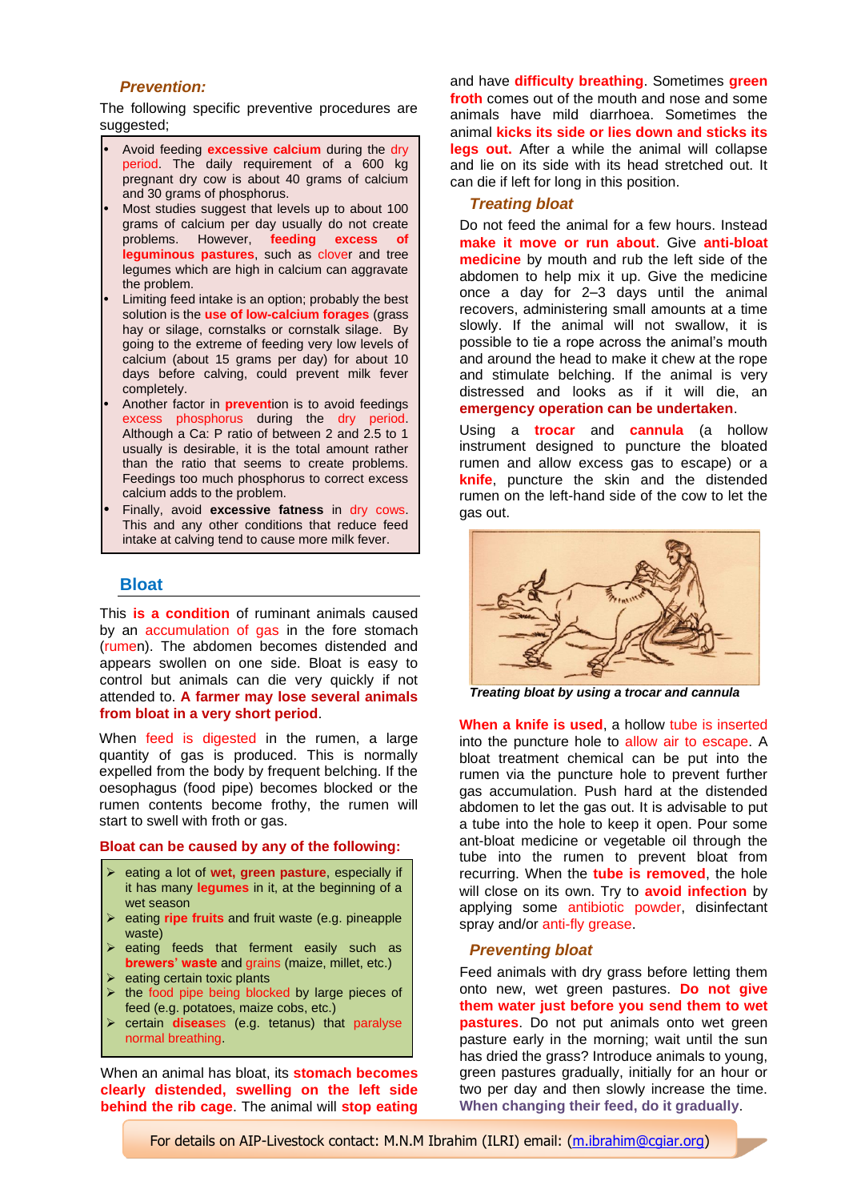### *Prevention:*

The following specific preventive procedures are suggested;

- Avoid feeding **excessive calcium** during the dry period. The daily requirement of a 600 kg pregnant dry cow is about 40 grams of calcium and 30 grams of phosphorus.
- Most studies suggest that levels up to about 100 grams of calcium per day usually do not create problems. However, **feeding excess of leguminous pastures**, such as clover and tree legumes which are high in calcium can aggravate the problem.
- Limiting feed intake is an option; probably the best solution is the **use of low-calcium forages** (grass hay or silage, cornstalks or cornstalk silage. By going to the extreme of feeding very low levels of calcium (about 15 grams per day) for about 10 days before calving, could prevent milk fever completely.
- Another factor in **prevent**ion is to avoid feedings excess phosphorus during the dry period. Although a Ca: P ratio of between 2 and 2.5 to 1 usually is desirable, it is the total amount rather than the ratio that seems to create problems. Feedings too much phosphorus to correct excess calcium adds to the problem.
- Finally, avoid **excessive fatness** in dry cows. This and any other conditions that reduce feed intake at calving tend to cause more milk fever.

## Bloat

This **is a condition** of ruminant animals caused by an accumulation of gas in the fore stomach (rumen). The abdomen becomes distended and appears swollen on one side. Bloat is easy to control but animals can die very quickly if not attended to. **A farmer may lose several animals from bloat in a very short period**.

When feed is digested in the rumen, a large quantity of gas is produced. This is normally expelled from the body by frequent belching. If the oesophagus (food pipe) becomes blocked or the rumen contents become frothy, the rumen will start to swell with froth or gas.

**Bloat can be caused by any of the following:**

- eating a lot of **wet, green pasture**, especially if it has many **legumes** in it, at the beginning of a wet season
- eating **ripe fruits** and fruit waste (e.g. pineapple waste)
- eating feeds that ferment easily such as **brewers' waste** and grains (maize, millet, etc.)
- eating certain toxic plants
- the food pipe being blocked by large pieces of feed (e.g. potatoes, maize cobs, etc.)
- certain **disease**s (e.g. tetanus) that paralyse normal breathing.

When an animal has bloat, its **stomach becomes clearly distended, swelling on the left side behind the rib cage**. The animal will **stop eating** and have **difficulty breathing**. Sometimes **green froth** comes out of the mouth and nose and some animals have mild diarrhoea. Sometimes the animal **kicks its side or lies down and sticks its legs out.** After a while the animal will collapse and lie on its side with its head stretched out. It can die if left for long in this position.

### *Treating bloat*

Do not feed the animal for a few hours. Instead **make it move or run about**. Give **anti-bloat medicine** by mouth and rub the left side of the abdomen to help mix it up. Give the medicine once a day for 2–3 days until the animal recovers, administering small amounts at a time slowly. If the animal will not swallow, it is possible to tie a rope across the animal's mouth and around the head to make it chew at the rope and stimulate belching. If the animal is very distressed and looks as if it will die, an **emergency operation can be undertaken**.

Using a **trocar** and **cannula** (a hollow instrument designed to puncture the bloated rumen and allow excess gas to escape) or a **knife**, puncture the skin and the distended rumen on the left-hand side of the cow to let the gas out.

***Treating bloat by using a trocar and cannula***

**When a knife is used**, a hollow tube is inserted into the puncture hole to allow air to escape. A bloat treatment chemical can be put into the rumen via the puncture hole to prevent further gas accumulation. Push hard at the distended abdomen to let the gas out. It is advisable to put a tube into the hole to keep it open. Pour some ant-bloat medicine or vegetable oil through the tube into the rumen to prevent bloat from recurring. When the **tube is removed**, the hole will close on its own. Try to **avoid infection** by applying some antibiotic powder, disinfectant spray and/or anti-fly grease.

### *Preventing bloat*

Feed animals with dry grass before letting them onto new, wet green pastures. **Do not give them water just before you send them to wet pastures**. Do not put animals onto wet green pasture early in the morning; wait until the sun has dried the grass? Introduce animals to young, green pastures gradually, initially for an hour or two per day and then slowly increase the time. **When changing their feed, do it gradually**.

For details on AIP-Livestock contact: M.N.M Ibrahim (ILRI) email: (m.ibrahim@cgiar.org)